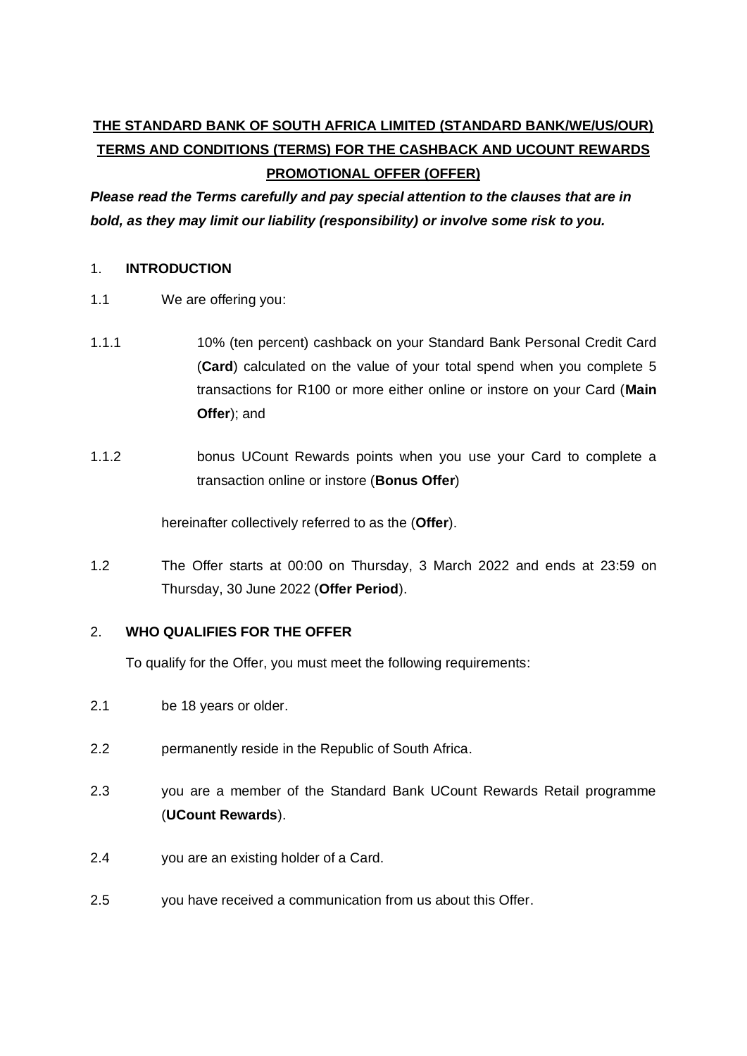**THE STANDARD BANK OF SOUTH AFRICA LIMITED (STANDARD BANK/WE/US/OUR) TERMS AND CONDITIONS (TERMS) FOR THE CASHBACK AND UCOUNT REWARDS PROMOTIONAL OFFER (OFFER)**

***Please read the Terms carefully and pay special attention to the clauses that are in bold, as they may limit our liability (responsibility) or involve some risk to you.***

## 1. INTRODUCTION

1.1 We are offering you:

1.1.1 10% (ten percent) cashback on your Standard Bank Personal Credit Card (**Card**) calculated on the value of your total spend when you complete 5 transactions for R100 or more either online or instore on your Card (**Main Offer**); and

1.1.2 bonus UCount Rewards points when you use your Card to complete a transaction online or instore (**Bonus Offer**)

hereinafter collectively referred to as the (**Offer**).

1.2 The Offer starts at 00:00 on Thursday, 3 March 2022 and ends at 23:59 on Thursday, 30 June 2022 (**Offer Period**).

## 2. WHO QUALIFIES FOR THE OFFER

To qualify for the Offer, you must meet the following requirements:

2.1 be 18 years or older.

2.2 permanently reside in the Republic of South Africa.

2.3 you are a member of the Standard Bank UCount Rewards Retail programme (**UCount Rewards**).

2.4 you are an existing holder of a Card.

2.5 you have received a communication from us about this Offer.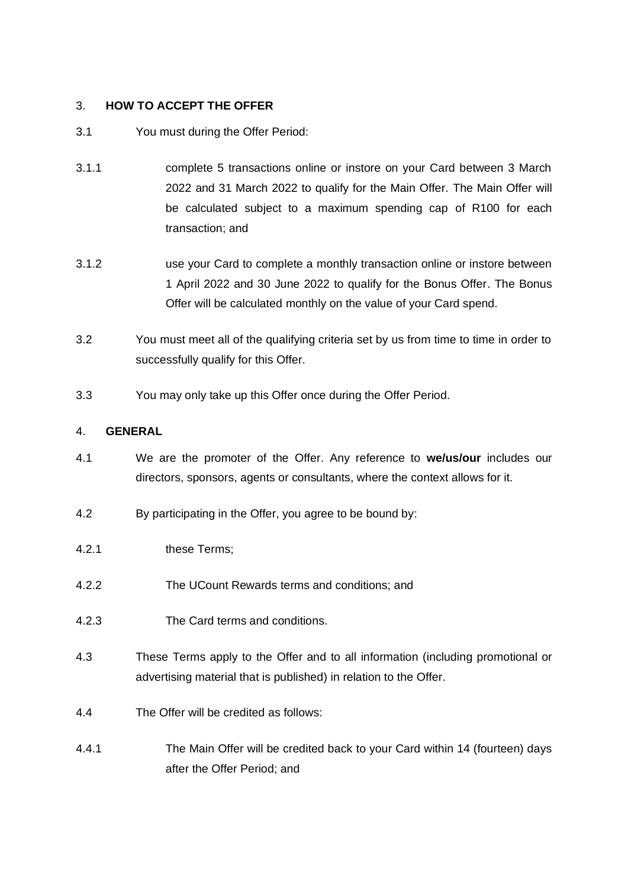3. **HOW TO ACCEPT THE OFFER**

3.1 You must during the Offer Period:

3.1.1 complete 5 transactions online or instore on your Card between 3 March 2022 and 31 March 2022 to qualify for the Main Offer. The Main Offer will be calculated subject to a maximum spending cap of R100 for each transaction; and

3.1.2 use your Card to complete a monthly transaction online or instore between 1 April 2022 and 30 June 2022 to qualify for the Bonus Offer. The Bonus Offer will be calculated monthly on the value of your Card spend.

3.2 You must meet all of the qualifying criteria set by us from time to time in order to successfully qualify for this Offer.

3.3 You may only take up this Offer once during the Offer Period.

4. **GENERAL**

4.1 We are the promoter of the Offer. Any reference to **we/us/our** includes our directors, sponsors, agents or consultants, where the context allows for it.

4.2 By participating in the Offer, you agree to be bound by:

4.2.1 these Terms;

4.2.2 The UCount Rewards terms and conditions; and

4.2.3 The Card terms and conditions.

4.3 These Terms apply to the Offer and to all information (including promotional or advertising material that is published) in relation to the Offer.

4.4 The Offer will be credited as follows:

4.4.1 The Main Offer will be credited back to your Card within 14 (fourteen) days after the Offer Period; and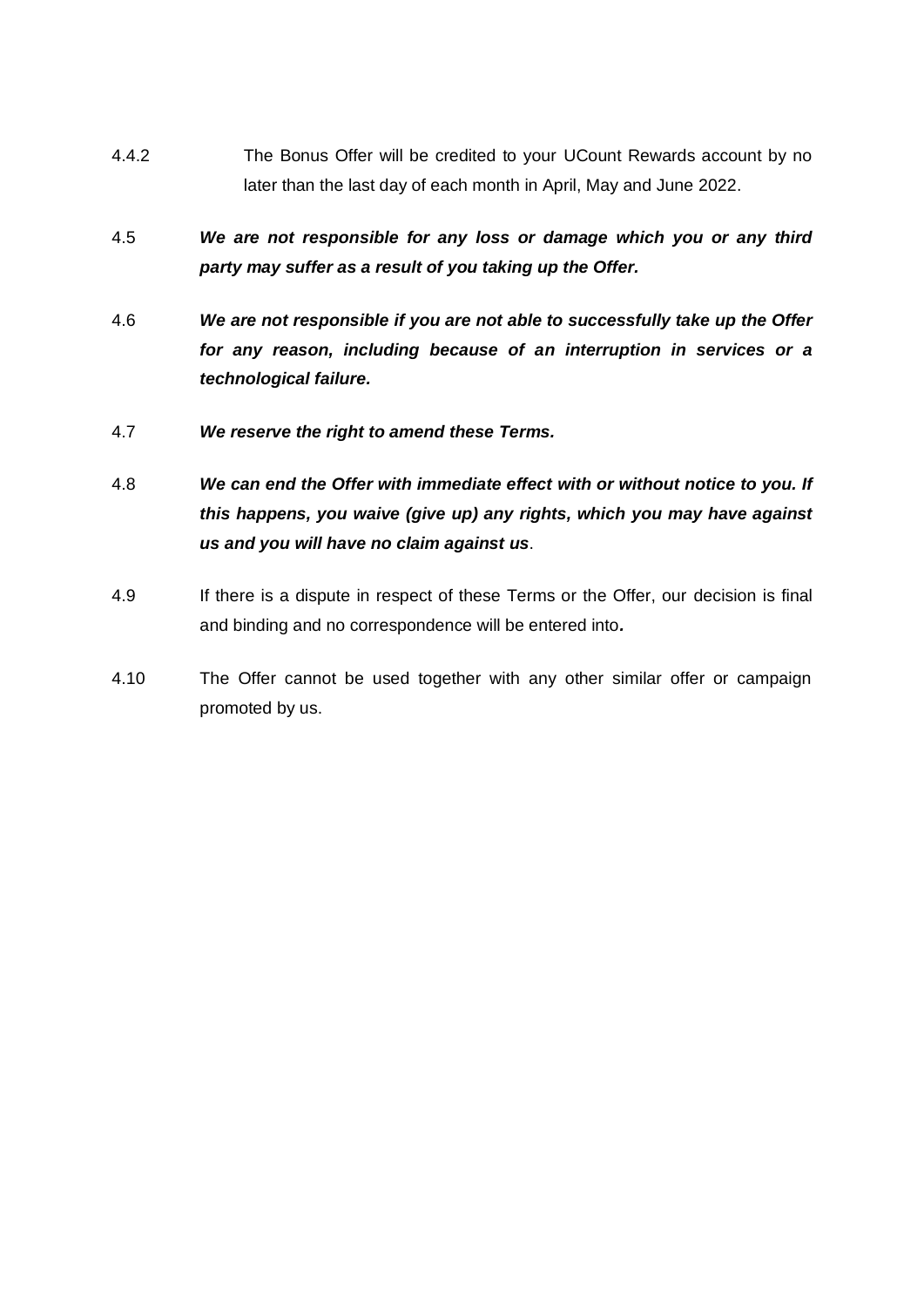4.4.2 The Bonus Offer will be credited to your UCount Rewards account by no later than the last day of each month in April, May and June 2022.

4.5 ***We are not responsible for any loss or damage which you or any third party may suffer as a result of you taking up the Offer.***

4.6 ***We are not responsible if you are not able to successfully take up the Offer for any reason, including because of an interruption in services or a technological failure.***

4.7 ***We reserve the right to amend these Terms.***

4.8 ***We can end the Offer with immediate effect with or without notice to you. If this happens, you waive (give up) any rights, which you may have against us and you will have no claim against us***.

4.9 If there is a dispute in respect of these Terms or the Offer, our decision is final and binding and no correspondence will be entered into***.***

4.10 The Offer cannot be used together with any other similar offer or campaign promoted by us.